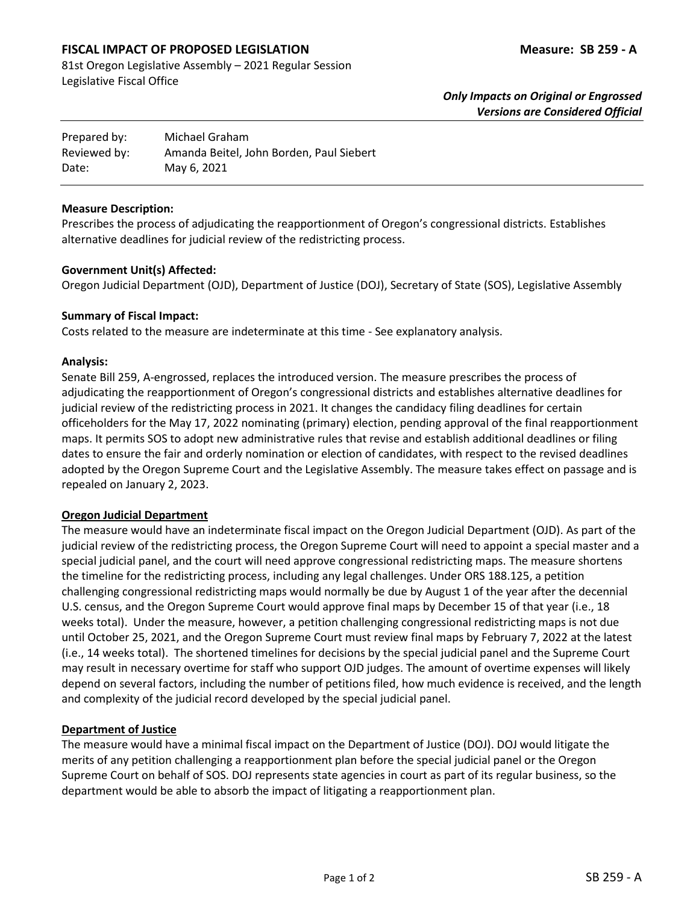**FISCAL IMPACT OF PROPOSED LEGISLATION** **Measure: SB 259 - A**

81st Oregon Legislative Assembly – 2021 Regular Session
Legislative Fiscal Office

***Only Impacts on Original or Engrossed Versions are Considered Official***

| | |
|---|---|
| Prepared by: | Michael Graham |
| Reviewed by: | Amanda Beitel, John Borden, Paul Siebert |
| Date: | May 6, 2021 |

**Measure Description:**
Prescribes the process of adjudicating the reapportionment of Oregon's congressional districts. Establishes alternative deadlines for judicial review of the redistricting process.

**Government Unit(s) Affected:**
Oregon Judicial Department (OJD), Department of Justice (DOJ), Secretary of State (SOS), Legislative Assembly

**Summary of Fiscal Impact:**
Costs related to the measure are indeterminate at this time - See explanatory analysis.

**Analysis:**
Senate Bill 259, A-engrossed, replaces the introduced version. The measure prescribes the process of adjudicating the reapportionment of Oregon's congressional districts and establishes alternative deadlines for judicial review of the redistricting process in 2021. It changes the candidacy filing deadlines for certain officeholders for the May 17, 2022 nominating (primary) election, pending approval of the final reapportionment maps. It permits SOS to adopt new administrative rules that revise and establish additional deadlines or filing dates to ensure the fair and orderly nomination or election of candidates, with respect to the revised deadlines adopted by the Oregon Supreme Court and the Legislative Assembly. The measure takes effect on passage and is repealed on January 2, 2023.

**Oregon Judicial Department**
The measure would have an indeterminate fiscal impact on the Oregon Judicial Department (OJD). As part of the judicial review of the redistricting process, the Oregon Supreme Court will need to appoint a special master and a special judicial panel, and the court will need approve congressional redistricting maps. The measure shortens the timeline for the redistricting process, including any legal challenges. Under ORS 188.125, a petition challenging congressional redistricting maps would normally be due by August 1 of the year after the decennial U.S. census, and the Oregon Supreme Court would approve final maps by December 15 of that year (i.e., 18 weeks total). Under the measure, however, a petition challenging congressional redistricting maps is not due until October 25, 2021, and the Oregon Supreme Court must review final maps by February 7, 2022 at the latest (i.e., 14 weeks total). The shortened timelines for decisions by the special judicial panel and the Supreme Court may result in necessary overtime for staff who support OJD judges. The amount of overtime expenses will likely depend on several factors, including the number of petitions filed, how much evidence is received, and the length and complexity of the judicial record developed by the special judicial panel.

**Department of Justice**
The measure would have a minimal fiscal impact on the Department of Justice (DOJ). DOJ would litigate the merits of any petition challenging a reapportionment plan before the special judicial panel or the Oregon Supreme Court on behalf of SOS. DOJ represents state agencies in court as part of its regular business, so the department would be able to absorb the impact of litigating a reapportionment plan.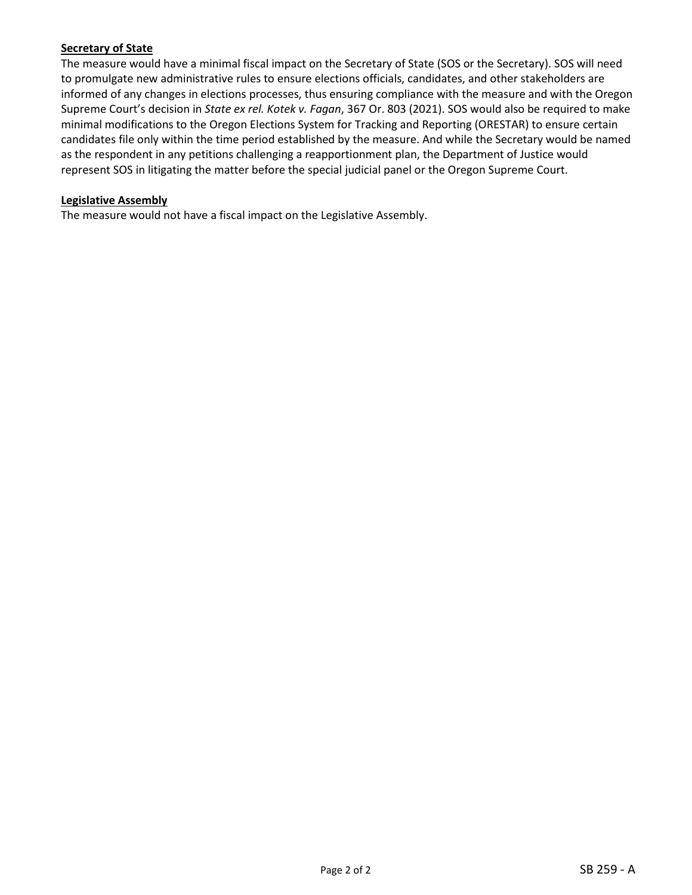**Secretary of State**

The measure would have a minimal fiscal impact on the Secretary of State (SOS or the Secretary). SOS will need to promulgate new administrative rules to ensure elections officials, candidates, and other stakeholders are informed of any changes in elections processes, thus ensuring compliance with the measure and with the Oregon Supreme Court's decision in *State ex rel. Kotek v. Fagan*, 367 Or. 803 (2021). SOS would also be required to make minimal modifications to the Oregon Elections System for Tracking and Reporting (ORESTAR) to ensure certain candidates file only within the time period established by the measure. And while the Secretary would be named as the respondent in any petitions challenging a reapportionment plan, the Department of Justice would represent SOS in litigating the matter before the special judicial panel or the Oregon Supreme Court.

**Legislative Assembly**

The measure would not have a fiscal impact on the Legislative Assembly.